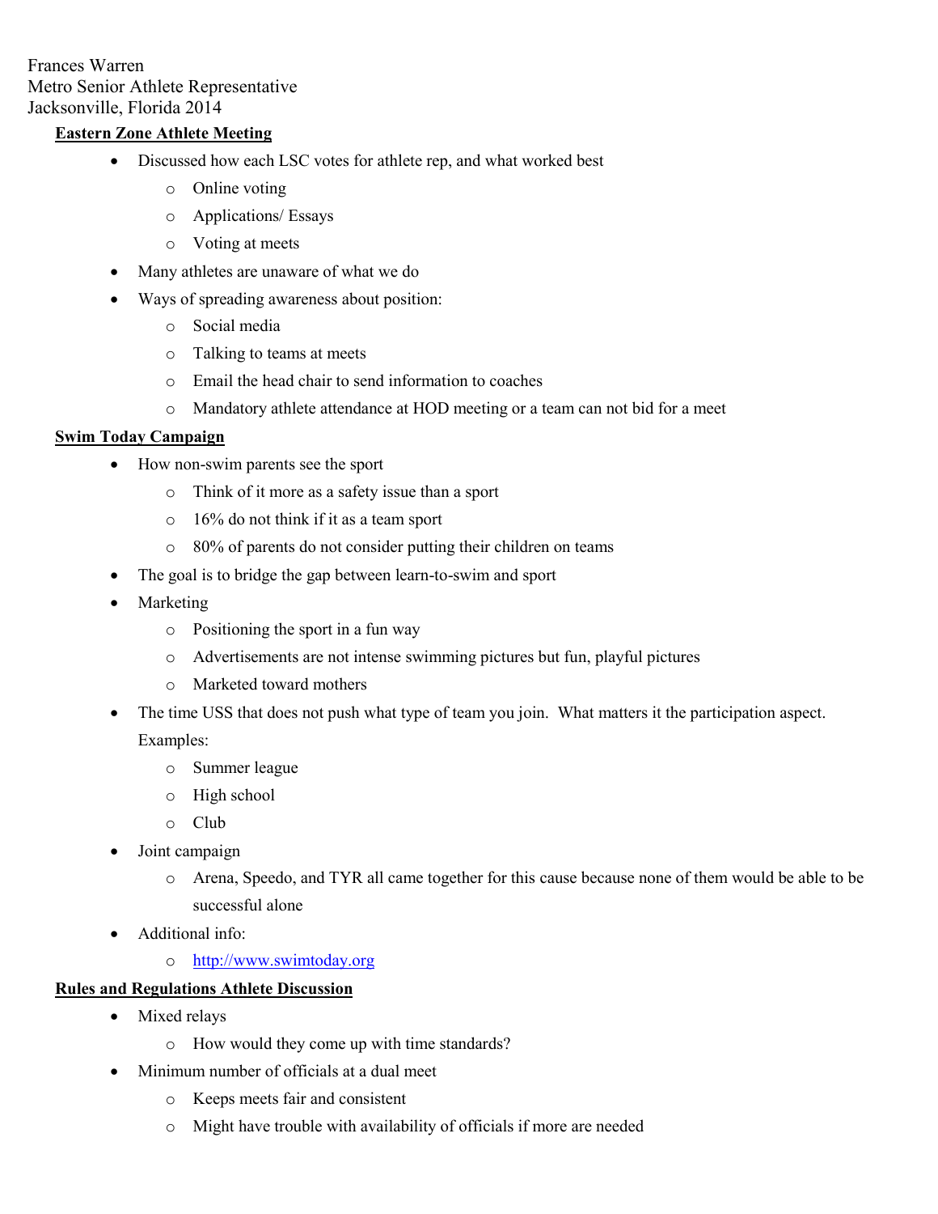Frances Warren
Metro Senior Athlete Representative
Jacksonville, Florida 2014

## Eastern Zone Athlete Meeting

- Discussed how each LSC votes for athlete rep, and what worked best
  - Online voting
  - Applications/ Essays
  - Voting at meets
- Many athletes are unaware of what we do
- Ways of spreading awareness about position:
  - Social media
  - Talking to teams at meets
  - Email the head chair to send information to coaches
  - Mandatory athlete attendance at HOD meeting or a team can not bid for a meet

## Swim Today Campaign

- How non-swim parents see the sport
  - Think of it more as a safety issue than a sport
  - 16% do not think if it as a team sport
  - 80% of parents do not consider putting their children on teams
- The goal is to bridge the gap between learn-to-swim and sport
- Marketing
  - Positioning the sport in a fun way
  - Advertisements are not intense swimming pictures but fun, playful pictures
  - Marketed toward mothers
- The time USS that does not push what type of team you join. What matters it the participation aspect. Examples:
  - Summer league
  - High school
  - Club
- Joint campaign
  - Arena, Speedo, and TYR all came together for this cause because none of them would be able to be successful alone
- Additional info:
  - [http://www.swimtoday.org](http://www.swimtoday.org)

## Rules and Regulations Athlete Discussion

- Mixed relays
  - How would they come up with time standards?
- Minimum number of officials at a dual meet
  - Keeps meets fair and consistent
  - Might have trouble with availability of officials if more are needed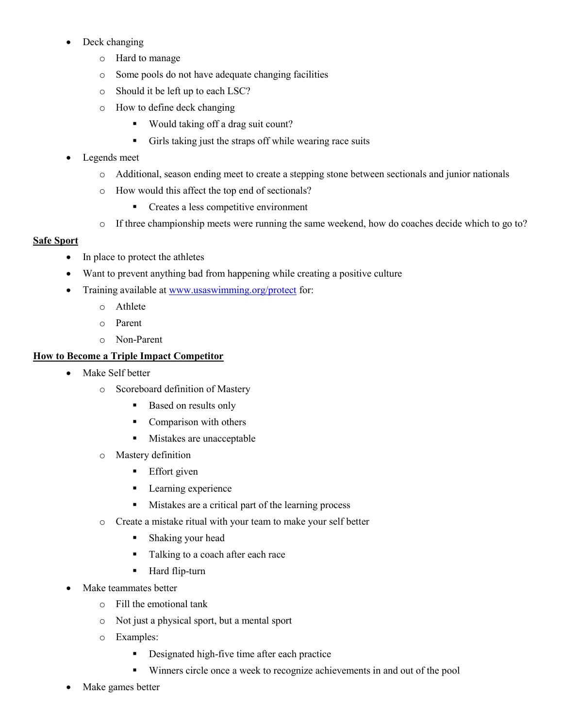- Deck changing
  - Hard to manage
  - Some pools do not have adequate changing facilities
  - Should it be left up to each LSC?
  - How to define deck changing
    - Would taking off a drag suit count?
    - Girls taking just the straps off while wearing race suits
- Legends meet
  - Additional, season ending meet to create a stepping stone between sectionals and junior nationals
  - How would this affect the top end of sectionals?
    - Creates a less competitive environment
  - If three championship meets were running the same weekend, how do coaches decide which to go to?

**Safe Sport**

- In place to protect the athletes
- Want to prevent anything bad from happening while creating a positive culture
- Training available at [www.usaswimming.org/protect](www.usaswimming.org/protect) for:
  - Athlete
  - Parent
  - Non-Parent

**How to Become a Triple Impact Competitor**

- Make Self better
  - Scoreboard definition of Mastery
    - Based on results only
    - Comparison with others
    - Mistakes are unacceptable
  - Mastery definition
    - Effort given
    - Learning experience
    - Mistakes are a critical part of the learning process
  - Create a mistake ritual with your team to make your self better
    - Shaking your head
    - Talking to a coach after each race
    - Hard flip-turn
- Make teammates better
  - Fill the emotional tank
  - Not just a physical sport, but a mental sport
  - Examples:
    - Designated high-five time after each practice
    - Winners circle once a week to recognize achievements in and out of the pool
- Make games better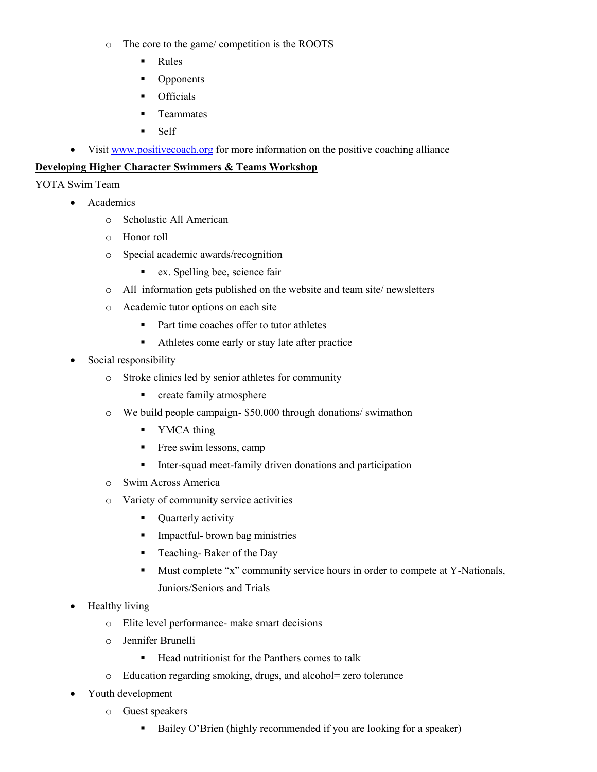- The core to the game/ competition is the ROOTS
    - Rules
    - Opponents
    - Officials
    - Teammates
    - Self
- Visit [www.positivecoach.org](http://www.positivecoach.org) for more information on the positive coaching alliance

**<u>Developing Higher Character Swimmers & Teams Workshop</u>**

YOTA Swim Team

- Academics
  - Scholastic All American
  - Honor roll
  - Special academic awards/recognition
    - ex. Spelling bee, science fair
  - All information gets published on the website and team site/ newsletters
  - Academic tutor options on each site
    - Part time coaches offer to tutor athletes
    - Athletes come early or stay late after practice
- Social responsibility
  - Stroke clinics led by senior athletes for community
    - create family atmosphere
  - We build people campaign- $50,000 through donations/ swimathon
    - YMCA thing
    - Free swim lessons, camp
    - Inter-squad meet-family driven donations and participation
  - Swim Across America
  - Variety of community service activities
    - Quarterly activity
    - Impactful- brown bag ministries
    - Teaching- Baker of the Day
    - Must complete "x" community service hours in order to compete at Y-Nationals, Juniors/Seniors and Trials
- Healthy living
  - Elite level performance- make smart decisions
  - Jennifer Brunelli
    - Head nutritionist for the Panthers comes to talk
  - Education regarding smoking, drugs, and alcohol= zero tolerance
- Youth development
  - Guest speakers
    - Bailey O'Brien (highly recommended if you are looking for a speaker)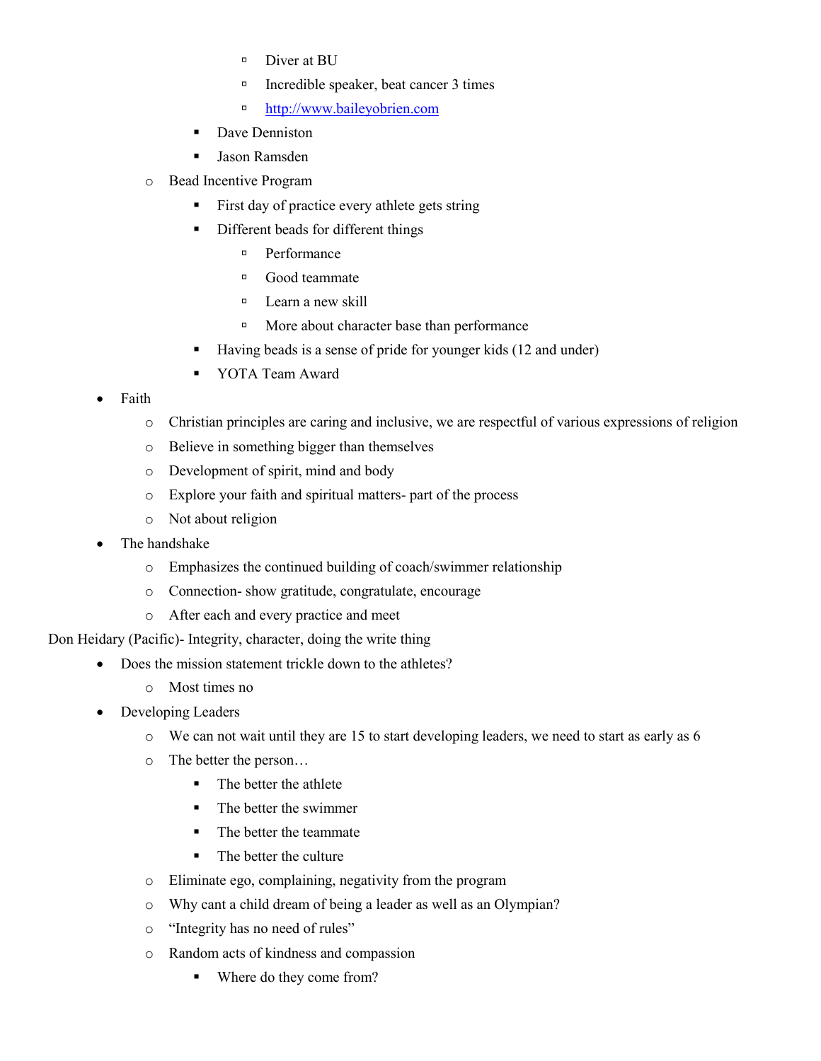- Diver at BU
            - Incredible speaker, beat cancer 3 times
            - [http://www.baileyobrien.com](http://www.baileyobrien.com)
        - Dave Denniston
        - Jason Ramsden
    - Bead Incentive Program
        - First day of practice every athlete gets string
        - Different beads for different things
            - Performance
            - Good teammate
            - Learn a new skill
            - More about character base than performance
        - Having beads is a sense of pride for younger kids (12 and under)
        - YOTA Team Award
- Faith
    - Christian principles are caring and inclusive, we are respectful of various expressions of religion
    - Believe in something bigger than themselves
    - Development of spirit, mind and body
    - Explore your faith and spiritual matters- part of the process
    - Not about religion
- The handshake
    - Emphasizes the continued building of coach/swimmer relationship
    - Connection- show gratitude, congratulate, encourage
    - After each and every practice and meet

Don Heidary (Pacific)- Integrity, character, doing the write thing

- Does the mission statement trickle down to the athletes?
    - Most times no
- Developing Leaders
    - We can not wait until they are 15 to start developing leaders, we need to start as early as 6
    - The better the person…
        - The better the athlete
        - The better the swimmer
        - The better the teammate
        - The better the culture
    - Eliminate ego, complaining, negativity from the program
    - Why cant a child dream of being a leader as well as an Olympian?
    - "Integrity has no need of rules"
    - Random acts of kindness and compassion
        - Where do they come from?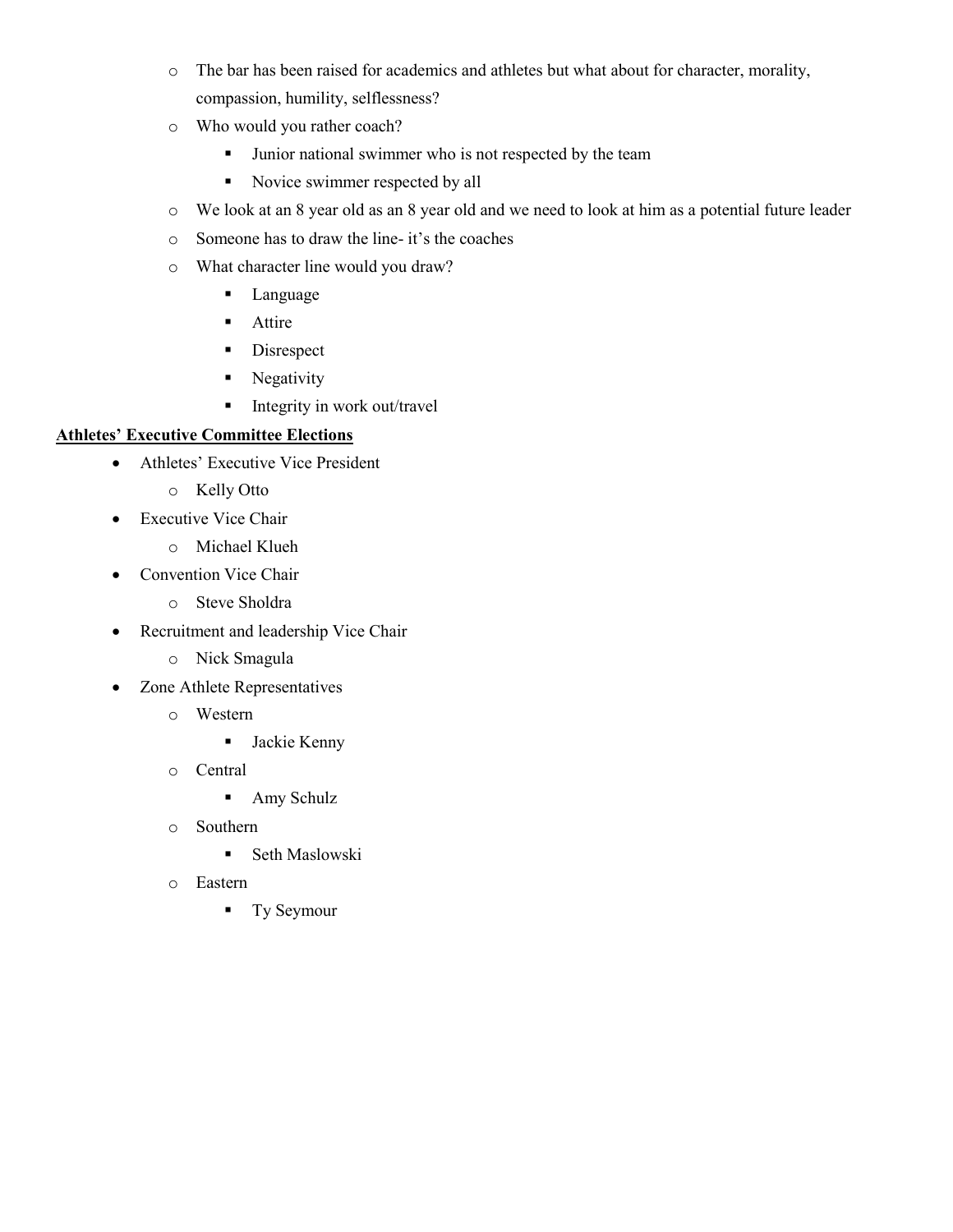- The bar has been raised for academics and athletes but what about for character, morality, compassion, humility, selflessness?
  - Who would you rather coach?
    - Junior national swimmer who is not respected by the team
    - Novice swimmer respected by all
  - We look at an 8 year old as an 8 year old and we need to look at him as a potential future leader
  - Someone has to draw the line- it's the coaches
  - What character line would you draw?
    - Language
    - Attire
    - Disrespect
    - Negativity
    - Integrity in work out/travel

**<u>Athletes' Executive Committee Elections</u>**

- Athletes' Executive Vice President
  - Kelly Otto
- Executive Vice Chair
  - Michael Klueh
- Convention Vice Chair
  - Steve Sholdra
- Recruitment and leadership Vice Chair
  - Nick Smagula
- Zone Athlete Representatives
  - Western
    - Jackie Kenny
  - Central
    - Amy Schulz
  - Southern
    - Seth Maslowski
  - Eastern
    - Ty Seymour